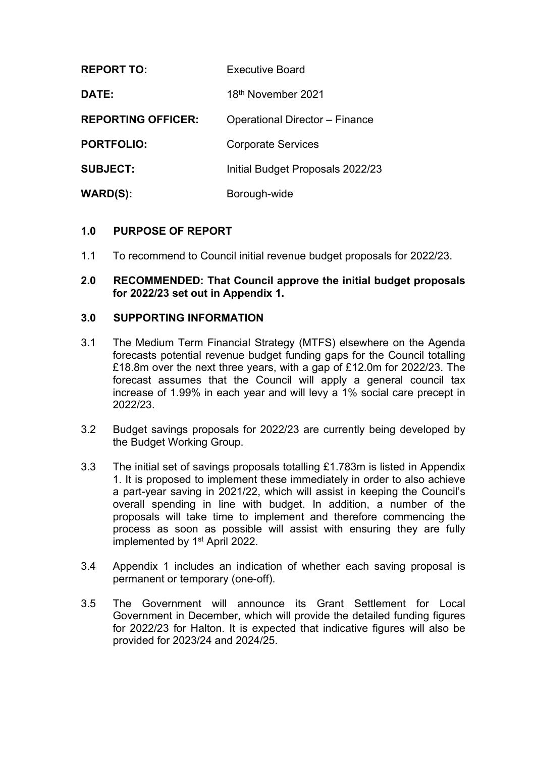| | |
|---|---|
| **REPORT TO:** | Executive Board |
| **DATE:** | 18th November 2021 |
| **REPORTING OFFICER:** | Operational Director – Finance |
| **PORTFOLIO:** | Corporate Services |
| **SUBJECT:** | Initial Budget Proposals 2022/23 |
| **WARD(S):** | Borough-wide |

## 1.0 PURPOSE OF REPORT

1.1 To recommend to Council initial revenue budget proposals for 2022/23.

## 2.0 RECOMMENDED: That Council approve the initial budget proposals for 2022/23 set out in Appendix 1.

## 3.0 SUPPORTING INFORMATION

3.1 The Medium Term Financial Strategy (MTFS) elsewhere on the Agenda forecasts potential revenue budget funding gaps for the Council totalling £18.8m over the next three years, with a gap of £12.0m for 2022/23. The forecast assumes that the Council will apply a general council tax increase of 1.99% in each year and will levy a 1% social care precept in 2022/23.

3.2 Budget savings proposals for 2022/23 are currently being developed by the Budget Working Group.

3.3 The initial set of savings proposals totalling £1.783m is listed in Appendix 1. It is proposed to implement these immediately in order to also achieve a part-year saving in 2021/22, which will assist in keeping the Council's overall spending in line with budget. In addition, a number of the proposals will take time to implement and therefore commencing the process as soon as possible will assist with ensuring they are fully implemented by 1st April 2022.

3.4 Appendix 1 includes an indication of whether each saving proposal is permanent or temporary (one-off).

3.5 The Government will announce its Grant Settlement for Local Government in December, which will provide the detailed funding figures for 2022/23 for Halton. It is expected that indicative figures will also be provided for 2023/24 and 2024/25.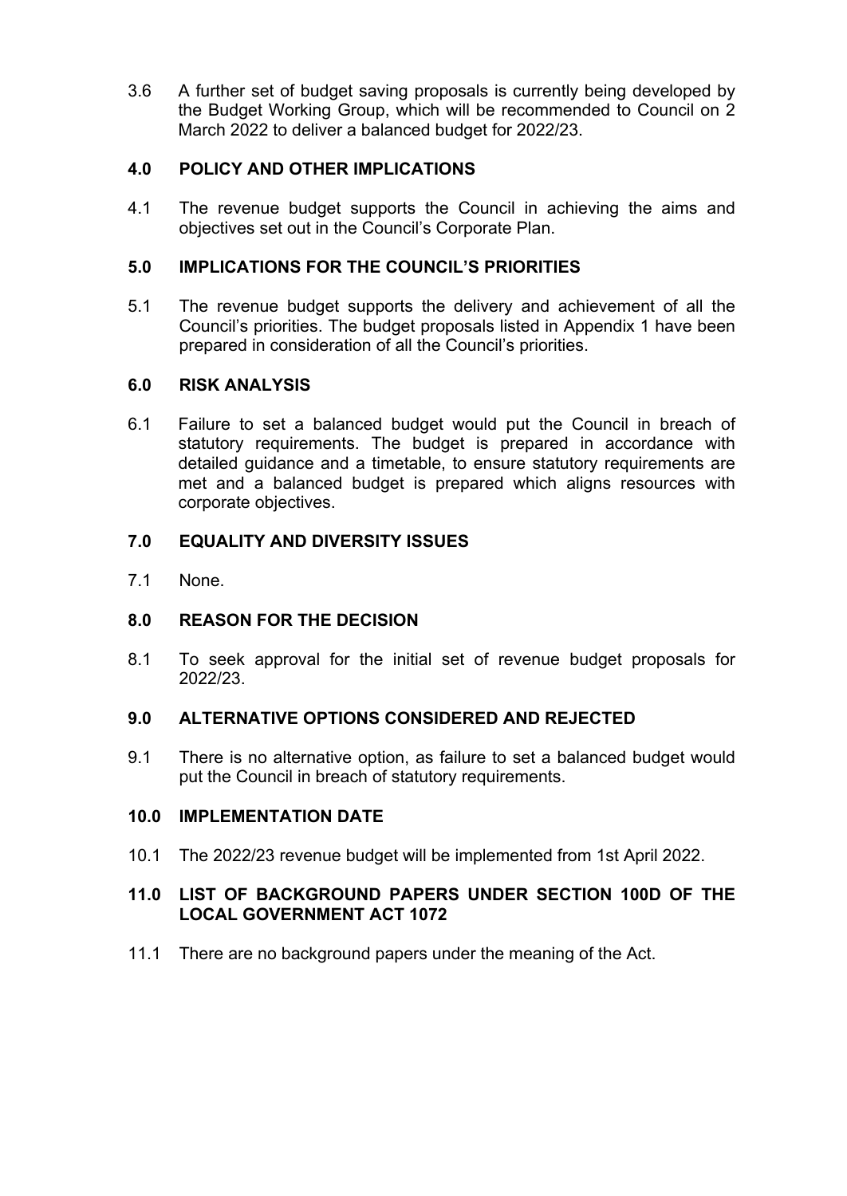3.6 A further set of budget saving proposals is currently being developed by the Budget Working Group, which will be recommended to Council on 2 March 2022 to deliver a balanced budget for 2022/23.

## 4.0 POLICY AND OTHER IMPLICATIONS

4.1 The revenue budget supports the Council in achieving the aims and objectives set out in the Council's Corporate Plan.

## 5.0 IMPLICATIONS FOR THE COUNCIL'S PRIORITIES

5.1 The revenue budget supports the delivery and achievement of all the Council's priorities. The budget proposals listed in Appendix 1 have been prepared in consideration of all the Council's priorities.

## 6.0 RISK ANALYSIS

6.1 Failure to set a balanced budget would put the Council in breach of statutory requirements. The budget is prepared in accordance with detailed guidance and a timetable, to ensure statutory requirements are met and a balanced budget is prepared which aligns resources with corporate objectives.

## 7.0 EQUALITY AND DIVERSITY ISSUES

7.1 None.

## 8.0 REASON FOR THE DECISION

8.1 To seek approval for the initial set of revenue budget proposals for 2022/23.

## 9.0 ALTERNATIVE OPTIONS CONSIDERED AND REJECTED

9.1 There is no alternative option, as failure to set a balanced budget would put the Council in breach of statutory requirements.

## 10.0 IMPLEMENTATION DATE

10.1 The 2022/23 revenue budget will be implemented from 1st April 2022.

## 11.0 LIST OF BACKGROUND PAPERS UNDER SECTION 100D OF THE LOCAL GOVERNMENT ACT 1072

11.1 There are no background papers under the meaning of the Act.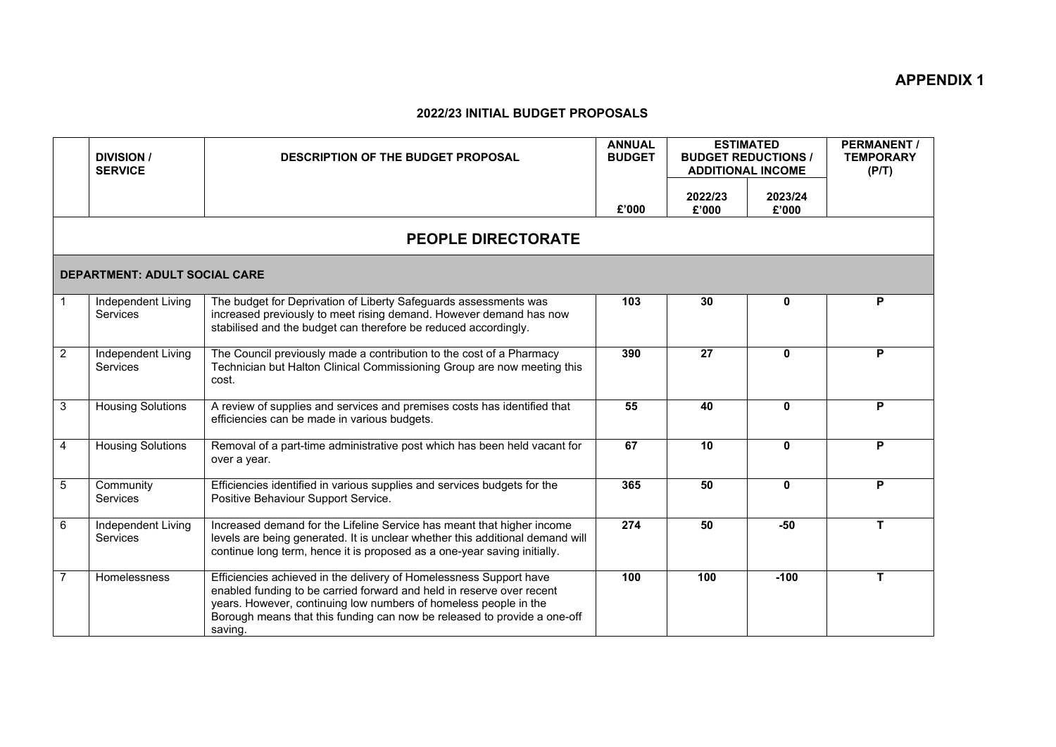# APPENDIX 1

## 2022/23 INITIAL BUDGET PROPOSALS

| | DIVISION / SERVICE | DESCRIPTION OF THE BUDGET PROPOSAL | ANNUAL BUDGET | ESTIMATED BUDGET REDUCTIONS / ADDITIONAL INCOME | | PERMANENT / TEMPORARY (P/T) |
|---|---|---|---|---|---|---|
| | | | £'000 | 2022/23 £'000 | 2023/24 £'000 | |
| | | **PEOPLE DIRECTORATE** | | | | |
| | **DEPARTMENT: ADULT SOCIAL CARE** | | | | | |
| 1 | Independent Living Services | The budget for Deprivation of Liberty Safeguards assessments was increased previously to meet rising demand. However demand has now stabilised and the budget can therefore be reduced accordingly. | **103** | **30** | **0** | **P** |
| 2 | Independent Living Services | The Council previously made a contribution to the cost of a Pharmacy Technician but Halton Clinical Commissioning Group are now meeting this cost. | **390** | **27** | **0** | **P** |
| 3 | Housing Solutions | A review of supplies and services and premises costs has identified that efficiencies can be made in various budgets. | **55** | **40** | **0** | **P** |
| 4 | Housing Solutions | Removal of a part-time administrative post which has been held vacant for over a year. | **67** | **10** | **0** | **P** |
| 5 | Community Services | Efficiencies identified in various supplies and services budgets for the Positive Behaviour Support Service. | **365** | **50** | **0** | **P** |
| 6 | Independent Living Services | Increased demand for the Lifeline Service has meant that higher income levels are being generated. It is unclear whether this additional demand will continue long term, hence it is proposed as a one-year saving initially. | **274** | **50** | **-50** | **T** |
| 7 | Homelessness | Efficiencies achieved in the delivery of Homelessness Support have enabled funding to be carried forward and held in reserve over recent years. However, continuing low numbers of homeless people in the Borough means that this funding can now be released to provide a one-off saving. | **100** | **100** | **-100** | **T** |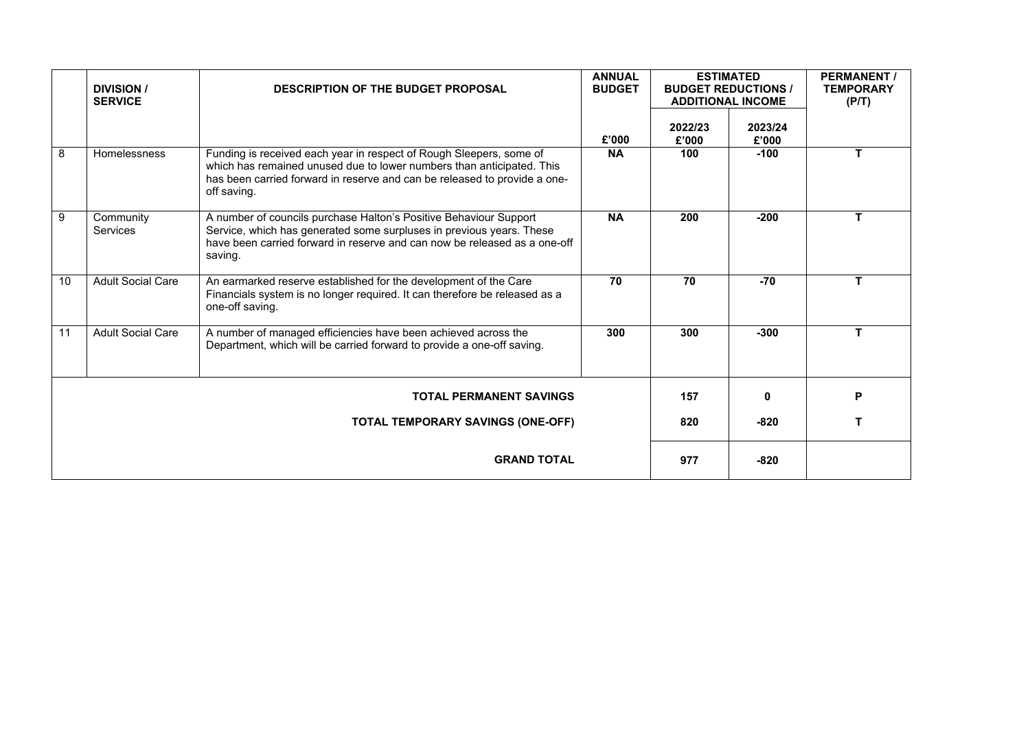| | DIVISION / SERVICE | DESCRIPTION OF THE BUDGET PROPOSAL | ANNUAL BUDGET | ESTIMATED BUDGET REDUCTIONS / ADDITIONAL INCOME | | PERMANENT / TEMPORARY (P/T) |
|---|---|---|---|---|---|---|
| | | | £'000 | 2022/23 £'000 | 2023/24 £'000 | |
| 8 | Homelessness | Funding is received each year in respect of Rough Sleepers, some of which has remained unused due to lower numbers than anticipated. This has been carried forward in reserve and can be released to provide a one-off saving. | **NA** | **100** | **-100** | **T** |
| 9 | Community Services | A number of councils purchase Halton's Positive Behaviour Support Service, which has generated some surpluses in previous years. These have been carried forward in reserve and can now be released as a one-off saving. | **NA** | **200** | **-200** | **T** |
| 10 | Adult Social Care | An earmarked reserve established for the development of the Care Financials system is no longer required. It can therefore be released as a one-off saving. | **70** | **70** | **-70** | **T** |
| 11 | Adult Social Care | A number of managed efficiencies have been achieved across the Department, which will be carried forward to provide a one-off saving. | **300** | **300** | **-300** | **T** |
| | | **TOTAL PERMANENT SAVINGS** | | **157** | **0** | **P** |
| | | **TOTAL TEMPORARY SAVINGS (ONE-OFF)** | | **820** | **-820** | **T** |
| | | **GRAND TOTAL** | | **977** | **-820** | |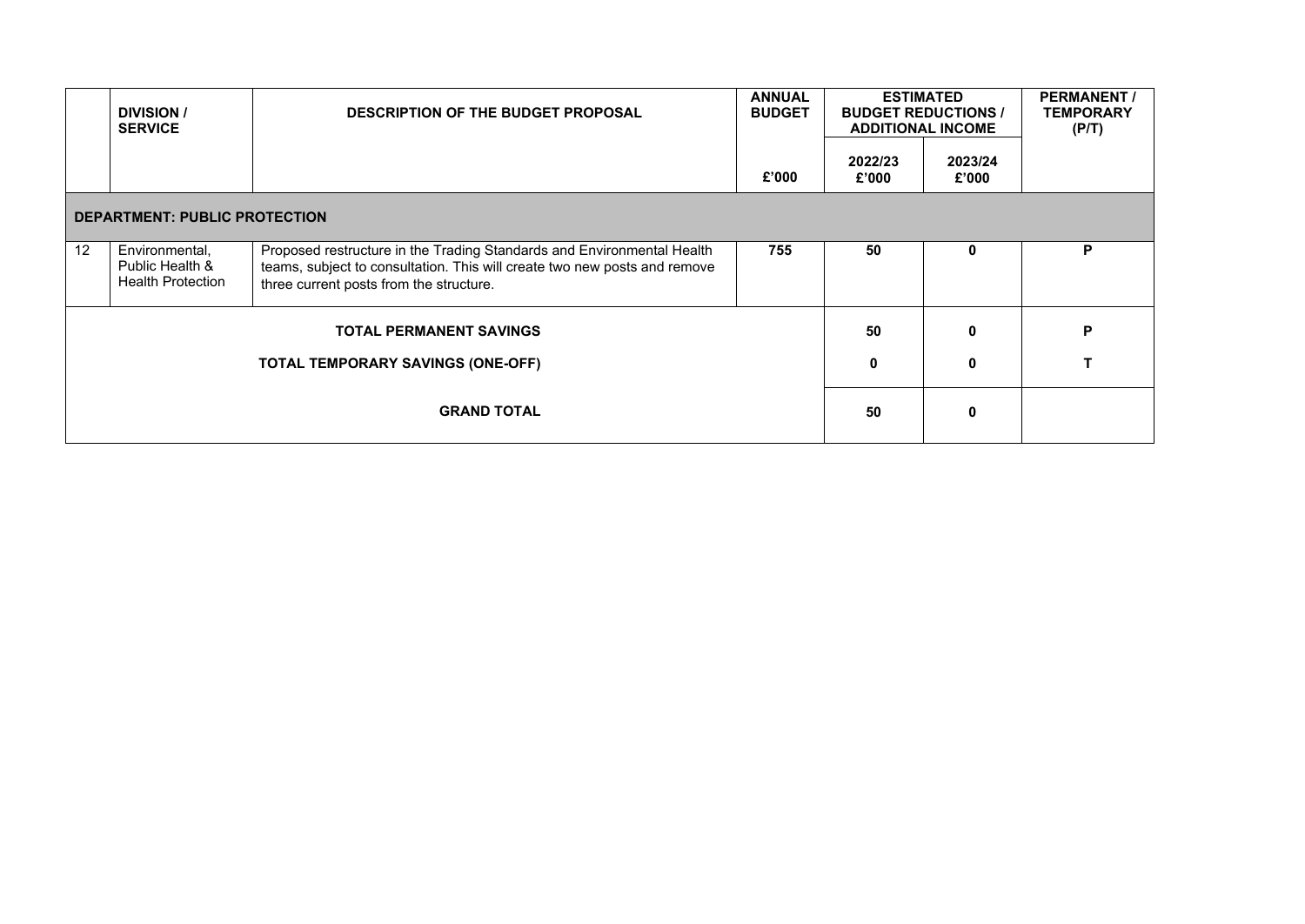| | DIVISION / SERVICE | DESCRIPTION OF THE BUDGET PROPOSAL | ANNUAL BUDGET | ESTIMATED BUDGET REDUCTIONS / ADDITIONAL INCOME | | PERMANENT / TEMPORARY (P/T) |
|---|---|---|---|---|---|---|
| | | | £'000 | 2022/23 £'000 | 2023/24 £'000 | |
| **DEPARTMENT: PUBLIC PROTECTION** | | | | | | |
| 12 | Environmental, Public Health & Health Protection | Proposed restructure in the Trading Standards and Environmental Health teams, subject to consultation. This will create two new posts and remove three current posts from the structure. | **755** | **50** | **0** | **P** |
| | | **TOTAL PERMANENT SAVINGS** | | **50** | **0** | **P** |
| | | **TOTAL TEMPORARY SAVINGS (ONE-OFF)** | | **0** | **0** | **T** |
| | | **GRAND TOTAL** | | **50** | **0** | |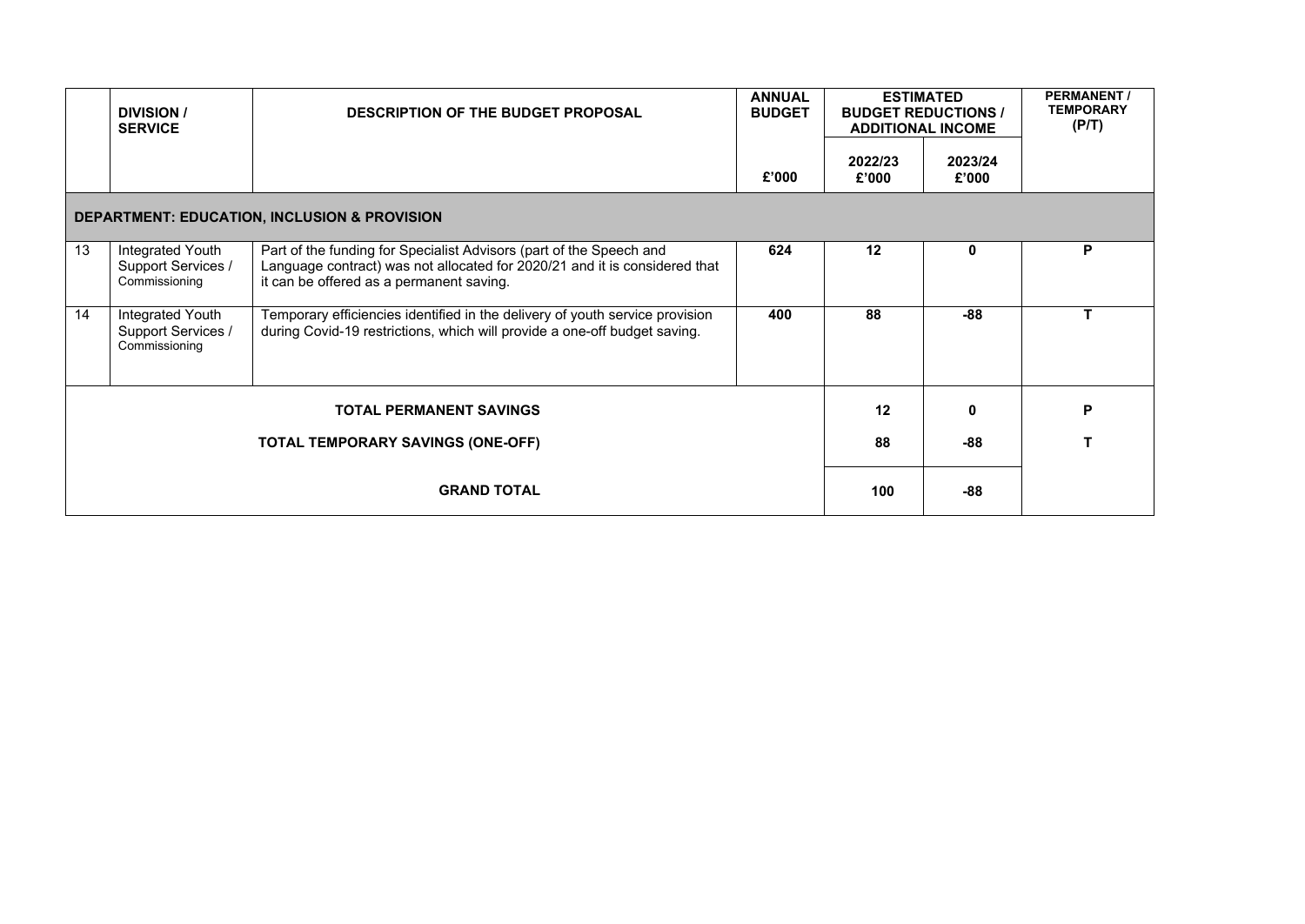| | DIVISION / SERVICE | DESCRIPTION OF THE BUDGET PROPOSAL | ANNUAL BUDGET | ESTIMATED BUDGET REDUCTIONS / ADDITIONAL INCOME | | PERMANENT / TEMPORARY (P/T) |
|---|---|---|---|---|---|---|
| | | | £'000 | 2022/23 £'000 | 2023/24 £'000 | |
| **DEPARTMENT: EDUCATION, INCLUSION & PROVISION** | | | | | | |
| 13 | Integrated Youth Support Services / Commissioning | Part of the funding for Specialist Advisors (part of the Speech and Language contract) was not allocated for 2020/21 and it is considered that it can be offered as a permanent saving. | **624** | **12** | **0** | **P** |
| 14 | Integrated Youth Support Services / Commissioning | Temporary efficiencies identified in the delivery of youth service provision during Covid-19 restrictions, which will provide a one-off budget saving. | **400** | **88** | **-88** | **T** |
| **TOTAL PERMANENT SAVINGS** | | | | **12** | **0** | **P** |
| **TOTAL TEMPORARY SAVINGS (ONE-OFF)** | | | | **88** | **-88** | **T** |
| **GRAND TOTAL** | | | | **100** | **-88** | |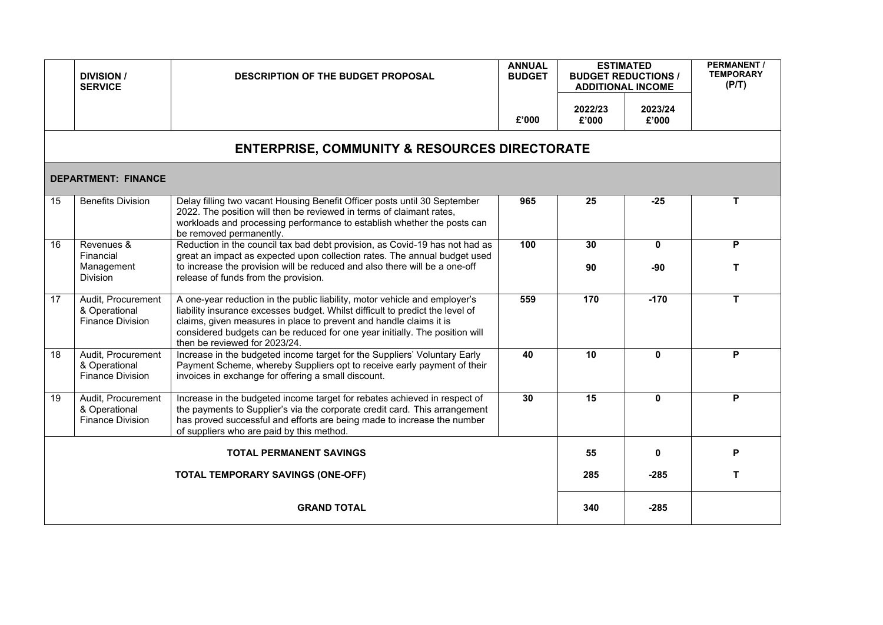| | DIVISION / SERVICE | DESCRIPTION OF THE BUDGET PROPOSAL | ANNUAL BUDGET | ESTIMATED BUDGET REDUCTIONS / ADDITIONAL INCOME | | PERMANENT / TEMPORARY (P/T) |
|---|---|---|---|---|---|---|
| | | | £'000 | 2022/23 £'000 | 2023/24 £'000 | |
| **ENTERPRISE, COMMUNITY & RESOURCES DIRECTORATE** | | | | | | |
| **DEPARTMENT: FINANCE** | | | | | | |
| 15 | Benefits Division | Delay filling two vacant Housing Benefit Officer posts until 30 September 2022. The position will then be reviewed in terms of claimant rates, workloads and processing performance to establish whether the posts can be removed permanently. | **965** | **25** | **-25** | **T** |
| 16 | Revenues & Financial Management Division | Reduction in the council tax bad debt provision, as Covid-19 has not had as great an impact as expected upon collection rates. The annual budget used to increase the provision will be reduced and also there will be a one-off release of funds from the provision. | **100** | **30**<br><br>**90** | **0**<br><br>**-90** | **P**<br><br>**T** |
| 17 | Audit, Procurement & Operational Finance Division | A one-year reduction in the public liability, motor vehicle and employer's liability insurance excesses budget. Whilst difficult to predict the level of claims, given measures in place to prevent and handle claims it is considered budgets can be reduced for one year initially. The position will then be reviewed for 2023/24. | **559** | **170** | **-170** | **T** |
| 18 | Audit, Procurement & Operational Finance Division | Increase in the budgeted income target for the Suppliers' Voluntary Early Payment Scheme, whereby Suppliers opt to receive early payment of their invoices in exchange for offering a small discount. | **40** | **10** | **0** | **P** |
| 19 | Audit, Procurement & Operational Finance Division | Increase in the budgeted income target for rebates achieved in respect of the payments to Supplier's via the corporate credit card. This arrangement has proved successful and efforts are being made to increase the number of suppliers who are paid by this method. | **30** | **15** | **0** | **P** |
| **TOTAL PERMANENT SAVINGS** | | | | **55** | **0** | **P** |
| **TOTAL TEMPORARY SAVINGS (ONE-OFF)** | | | | **285** | **-285** | **T** |
| **GRAND TOTAL** | | | | **340** | **-285** | |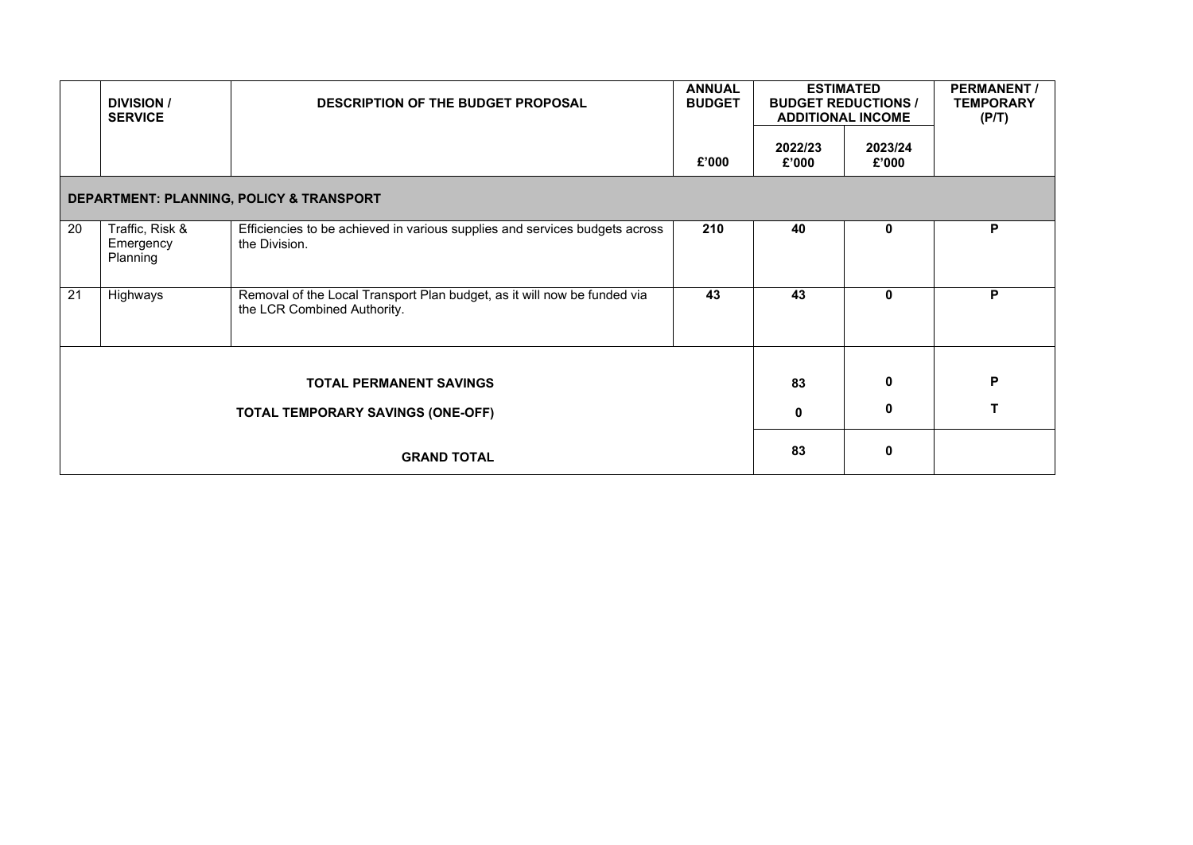|  | DIVISION / SERVICE | DESCRIPTION OF THE BUDGET PROPOSAL | ANNUAL BUDGET | ESTIMATED BUDGET REDUCTIONS / ADDITIONAL INCOME |  | PERMANENT / TEMPORARY (P/T) |
|---|---|---|---|---|---|---|
|  |  |  | £'000 | 2022/23 £'000 | 2023/24 £'000 |  |
| **DEPARTMENT: PLANNING, POLICY & TRANSPORT** |  |  |  |  |  |  |
| 20 | Traffic, Risk & Emergency Planning | Efficiencies to be achieved in various supplies and services budgets across the Division. | **210** | **40** | **0** | **P** |
| 21 | Highways | Removal of the Local Transport Plan budget, as it will now be funded via the LCR Combined Authority. | **43** | **43** | **0** | **P** |
| **TOTAL PERMANENT SAVINGS** |  |  |  | **83** | **0** | **P** |
| **TOTAL TEMPORARY SAVINGS (ONE-OFF)** |  |  |  | **0** | **0** | **T** |
| **GRAND TOTAL** |  |  |  | **83** | **0** |  |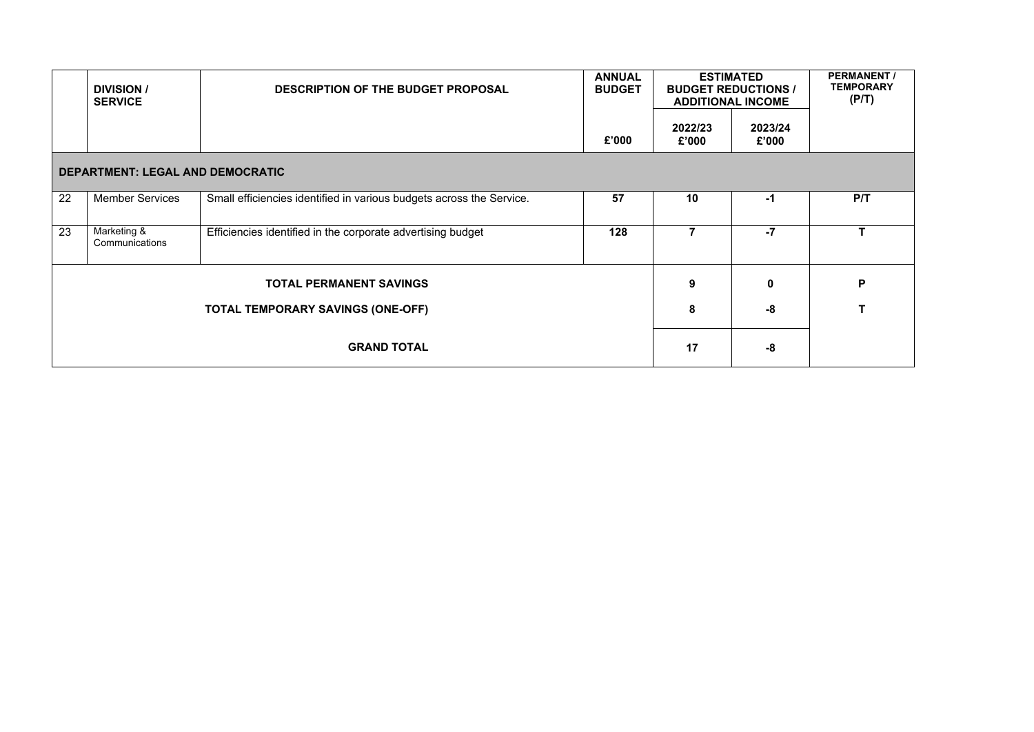| | DIVISION / SERVICE | DESCRIPTION OF THE BUDGET PROPOSAL | ANNUAL BUDGET | ESTIMATED BUDGET REDUCTIONS / ADDITIONAL INCOME | | PERMANENT / TEMPORARY (P/T) |
|---|---|---|---|---|---|---|
| | | | £'000 | 2022/23 £'000 | 2023/24 £'000 | |
| **DEPARTMENT: LEGAL AND DEMOCRATIC** | | | | | | |
| 22 | Member Services | Small efficiencies identified in various budgets across the Service. | **57** | **10** | **-1** | **P/T** |
| 23 | Marketing & Communications | Efficiencies identified in the corporate advertising budget | **128** | **7** | **-7** | **T** |
| **TOTAL PERMANENT SAVINGS** | | | | **9** | **0** | **P** |
| **TOTAL TEMPORARY SAVINGS (ONE-OFF)** | | | | **8** | **-8** | **T** |
| **GRAND TOTAL** | | | | **17** | **-8** | |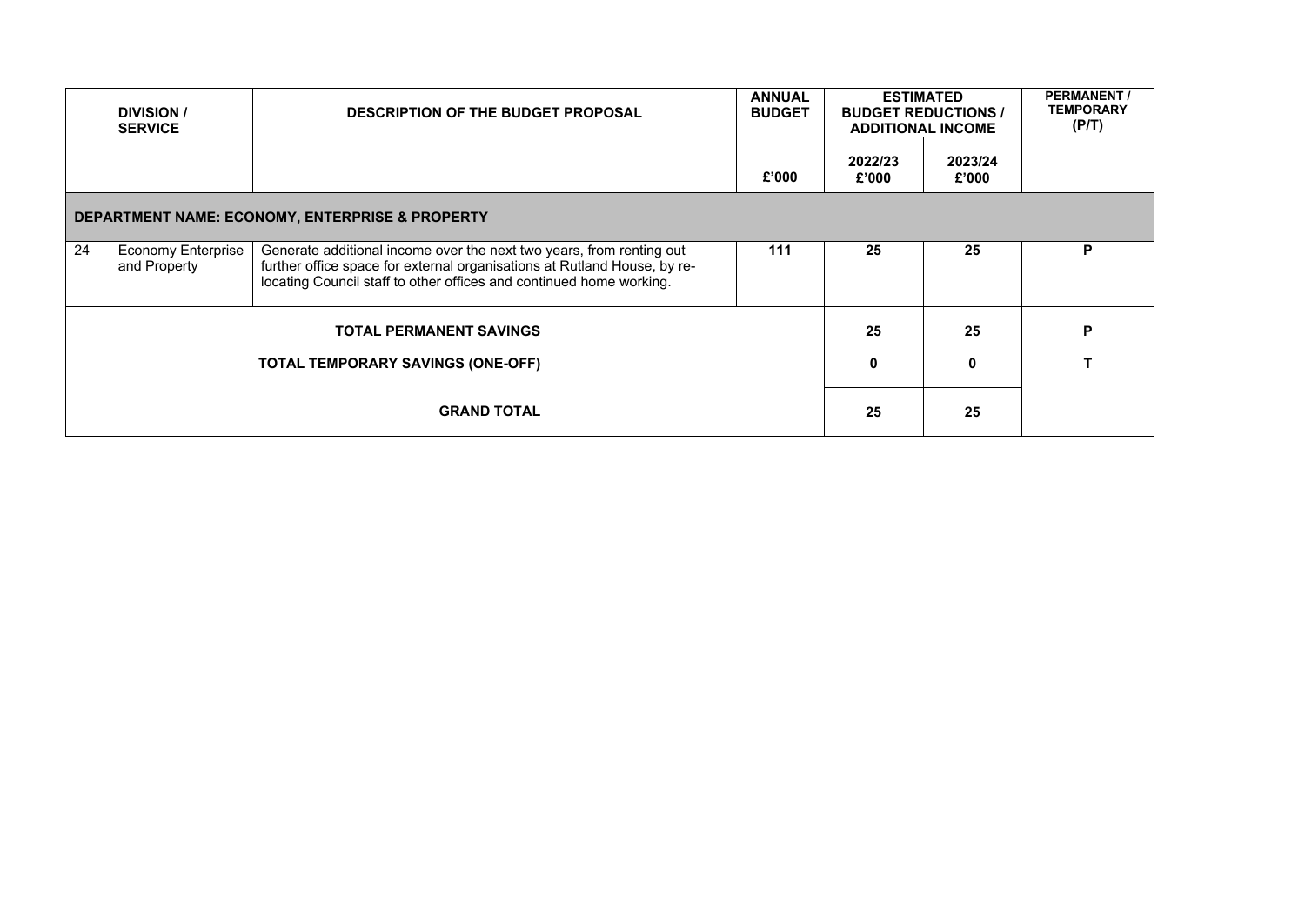| | DIVISION / SERVICE | DESCRIPTION OF THE BUDGET PROPOSAL | ANNUAL BUDGET | ESTIMATED BUDGET REDUCTIONS / ADDITIONAL INCOME | | PERMANENT / TEMPORARY (P/T) |
|---|---|---|---|---|---|---|
| | | | £'000 | 2022/23 £'000 | 2023/24 £'000 | |
| **DEPARTMENT NAME: ECONOMY, ENTERPRISE & PROPERTY** | | | | | | |
| 24 | Economy Enterprise and Property | Generate additional income over the next two years, from renting out further office space for external organisations at Rutland House, by re-locating Council staff to other offices and continued home working. | **111** | **25** | **25** | **P** |
| | | **TOTAL PERMANENT SAVINGS** | | **25** | **25** | **P** |
| | | **TOTAL TEMPORARY SAVINGS (ONE-OFF)** | | **0** | **0** | **T** |
| | | **GRAND TOTAL** | | **25** | **25** | |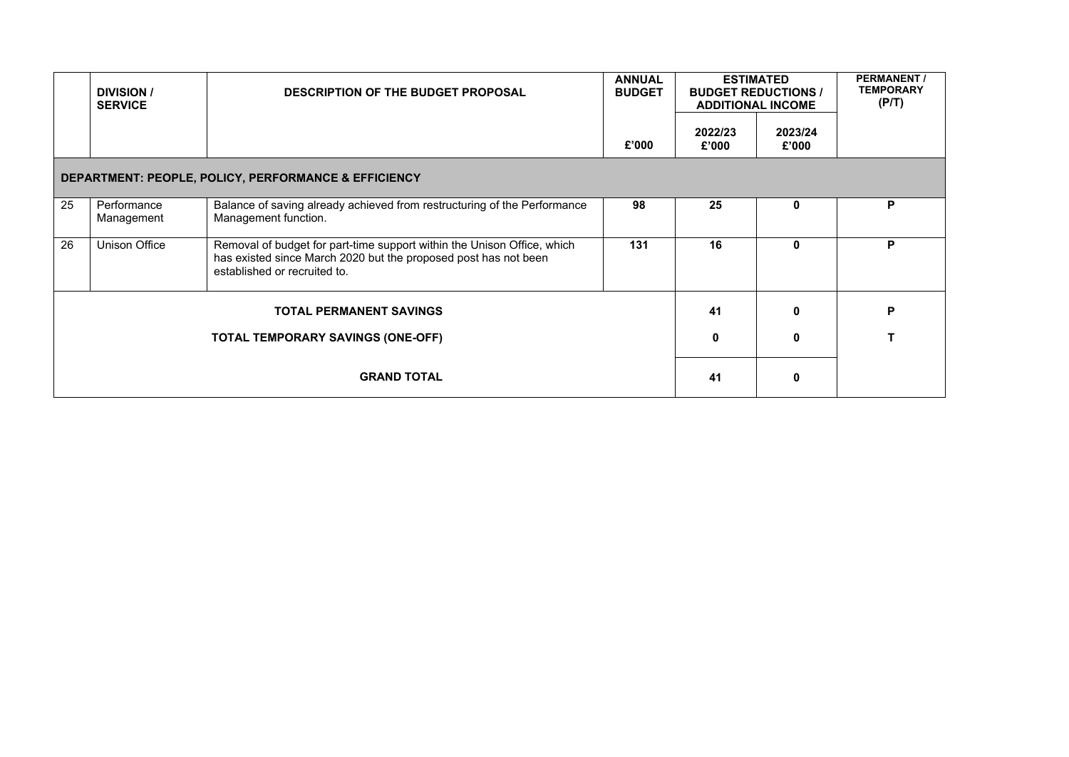| | DIVISION / SERVICE | DESCRIPTION OF THE BUDGET PROPOSAL | ANNUAL BUDGET | ESTIMATED BUDGET REDUCTIONS / ADDITIONAL INCOME | | PERMANENT / TEMPORARY (P/T) |
|---|---|---|---|---|---|---|
| | | | £'000 | 2022/23 £'000 | 2023/24 £'000 | |
| **DEPARTMENT: PEOPLE, POLICY, PERFORMANCE & EFFICIENCY** | | | | | | |
| 25 | Performance Management | Balance of saving already achieved from restructuring of the Performance Management function. | **98** | **25** | **0** | **P** |
| 26 | Unison Office | Removal of budget for part-time support within the Unison Office, which has existed since March 2020 but the proposed post has not been established or recruited to. | **131** | **16** | **0** | **P** |
| | | **TOTAL PERMANENT SAVINGS** | | **41** | **0** | **P** |
| | | **TOTAL TEMPORARY SAVINGS (ONE-OFF)** | | **0** | **0** | **T** |
| | | **GRAND TOTAL** | | **41** | **0** | |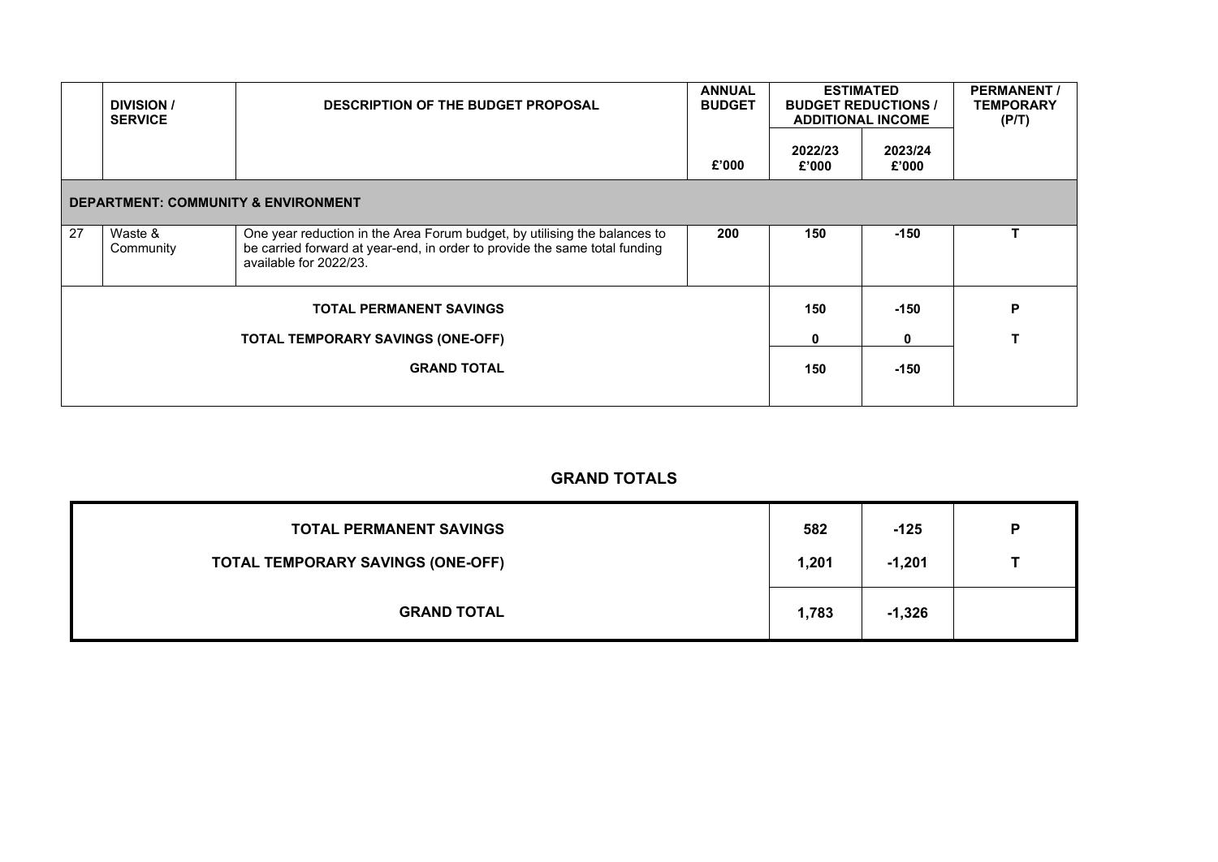| | DIVISION / SERVICE | DESCRIPTION OF THE BUDGET PROPOSAL | ANNUAL BUDGET | ESTIMATED BUDGET REDUCTIONS / ADDITIONAL INCOME | | PERMANENT / TEMPORARY (P/T) |
|---|---|---|---|---|---|---|
| | | | £'000 | 2022/23 £'000 | 2023/24 £'000 | |
| **DEPARTMENT: COMMUNITY & ENVIRONMENT** | | | | | | |
| 27 | Waste & Community | One year reduction in the Area Forum budget, by utilising the balances to be carried forward at year-end, in order to provide the same total funding available for 2022/23. | **200** | **150** | **-150** | **T** |
| | | **TOTAL PERMANENT SAVINGS** | | **150** | **-150** | **P** |
| | | **TOTAL TEMPORARY SAVINGS (ONE-OFF)** | | **0** | **0** | **T** |
| | | **GRAND TOTAL** | | **150** | **-150** | |

## GRAND TOTALS

| | | | |
|---|---|---|---|
| **TOTAL PERMANENT SAVINGS** | **582** | **-125** | **P** |
| **TOTAL TEMPORARY SAVINGS (ONE-OFF)** | **1,201** | **-1,201** | **T** |
| **GRAND TOTAL** | **1,783** | **-1,326** | |